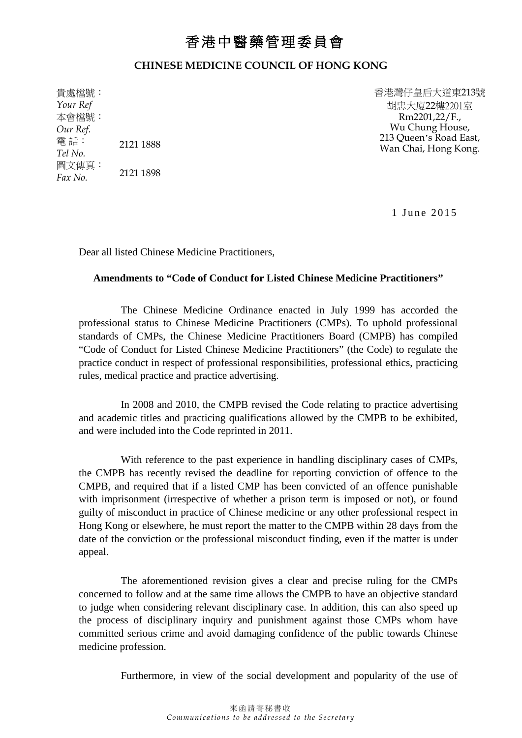# 香港中醫藥管理委員會

**CHINESE MEDICINE COUNCIL OF HONG KONG**

貴處檔號：
*Your Ref*
本會檔號：
*Our Ref.*
電 話： 2121 1888
*Tel No.*
圖文傳真： 2121 1898
*Fax No.*

香港灣仔皇后大道東213號
胡忠大廈22樓2201室
Rm2201,22/F.,
Wu Chung House,
213 Queen's Road East,
Wan Chai, Hong Kong.

1 June 2015

Dear all listed Chinese Medicine Practitioners,

**Amendments to "Code of Conduct for Listed Chinese Medicine Practitioners"**

The Chinese Medicine Ordinance enacted in July 1999 has accorded the professional status to Chinese Medicine Practitioners (CMPs). To uphold professional standards of CMPs, the Chinese Medicine Practitioners Board (CMPB) has compiled "Code of Conduct for Listed Chinese Medicine Practitioners" (the Code) to regulate the practice conduct in respect of professional responsibilities, professional ethics, practicing rules, medical practice and practice advertising.

In 2008 and 2010, the CMPB revised the Code relating to practice advertising and academic titles and practicing qualifications allowed by the CMPB to be exhibited, and were included into the Code reprinted in 2011.

With reference to the past experience in handling disciplinary cases of CMPs, the CMPB has recently revised the deadline for reporting conviction of offence to the CMPB, and required that if a listed CMP has been convicted of an offence punishable with imprisonment (irrespective of whether a prison term is imposed or not), or found guilty of misconduct in practice of Chinese medicine or any other professional respect in Hong Kong or elsewhere, he must report the matter to the CMPB within 28 days from the date of the conviction or the professional misconduct finding, even if the matter is under appeal.

The aforementioned revision gives a clear and precise ruling for the CMPs concerned to follow and at the same time allows the CMPB to have an objective standard to judge when considering relevant disciplinary case. In addition, this can also speed up the process of disciplinary inquiry and punishment against those CMPs whom have committed serious crime and avoid damaging confidence of the public towards Chinese medicine profession.

Furthermore, in view of the social development and popularity of the use of

來函請寄秘書收
*Communications to be addressed to the Secretary*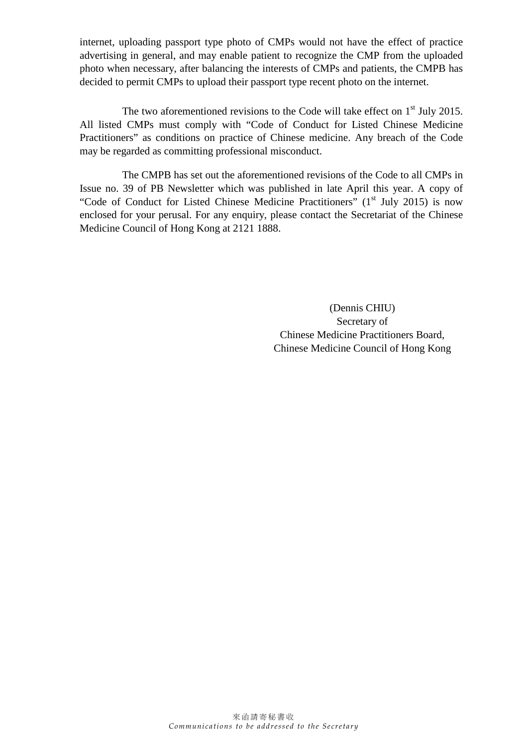internet, uploading passport type photo of CMPs would not have the effect of practice advertising in general, and may enable patient to recognize the CMP from the uploaded photo when necessary, after balancing the interests of CMPs and patients, the CMPB has decided to permit CMPs to upload their passport type recent photo on the internet.

The two aforementioned revisions to the Code will take effect on 1st July 2015. All listed CMPs must comply with "Code of Conduct for Listed Chinese Medicine Practitioners" as conditions on practice of Chinese medicine. Any breach of the Code may be regarded as committing professional misconduct.

The CMPB has set out the aforementioned revisions of the Code to all CMPs in Issue no. 39 of PB Newsletter which was published in late April this year. A copy of "Code of Conduct for Listed Chinese Medicine Practitioners" (1st July 2015) is now enclosed for your perusal. For any enquiry, please contact the Secretariat of the Chinese Medicine Council of Hong Kong at 2121 1888.

(Dennis CHIU)
Secretary of
Chinese Medicine Practitioners Board,
Chinese Medicine Council of Hong Kong

來函請寄秘書收
*Communications to be addressed to the Secretary*